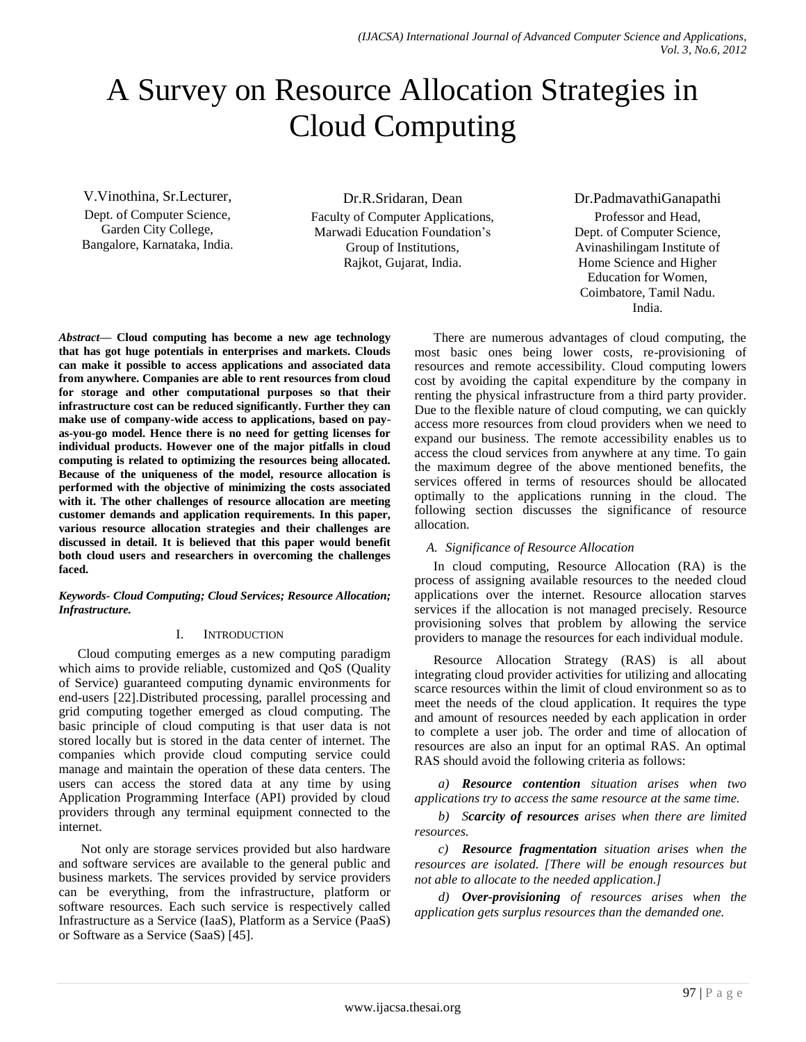# A Survey on Resource Allocation Strategies in Cloud Computing

V.Vinothina, Sr.Lecturer,
Dept. of Computer Science,
Garden City College,
Bangalore, Karnataka, India.

Dr.R.Sridaran, Dean
Faculty of Computer Applications,
Marwadi Education Foundation's
Group of Institutions,
Rajkot, Gujarat, India.

Dr.PadmavathiGanapathi
Professor and Head,
Dept. of Computer Science,
Avinashilingam Institute of
Home Science and Higher
Education for Women,
Coimbatore, Tamil Nadu.
India.

***Abstract*— Cloud computing has become a new age technology that has got huge potentials in enterprises and markets. Clouds can make it possible to access applications and associated data from anywhere. Companies are able to rent resources from cloud for storage and other computational purposes so that their infrastructure cost can be reduced significantly. Further they can make use of company-wide access to applications, based on pay-as-you-go model. Hence there is no need for getting licenses for individual products. However one of the major pitfalls in cloud computing is related to optimizing the resources being allocated. Because of the uniqueness of the model, resource allocation is performed with the objective of minimizing the costs associated with it. The other challenges of resource allocation are meeting customer demands and application requirements. In this paper, various resource allocation strategies and their challenges are discussed in detail. It is believed that this paper would benefit both cloud users and researchers in overcoming the challenges faced.**

***Keywords- Cloud Computing; Cloud Services; Resource Allocation; Infrastructure.***

## I. Introduction

Cloud computing emerges as a new computing paradigm which aims to provide reliable, customized and QoS (Quality of Service) guaranteed computing dynamic environments for end-users [22].Distributed processing, parallel processing and grid computing together emerged as cloud computing. The basic principle of cloud computing is that user data is not stored locally but is stored in the data center of internet. The companies which provide cloud computing service could manage and maintain the operation of these data centers. The users can access the stored data at any time by using Application Programming Interface (API) provided by cloud providers through any terminal equipment connected to the internet.

Not only are storage services provided but also hardware and software services are available to the general public and business markets. The services provided by service providers can be everything, from the infrastructure, platform or software resources. Each such service is respectively called Infrastructure as a Service (IaaS), Platform as a Service (PaaS) or Software as a Service (SaaS) [45].

There are numerous advantages of cloud computing, the most basic ones being lower costs, re-provisioning of resources and remote accessibility. Cloud computing lowers cost by avoiding the capital expenditure by the company in renting the physical infrastructure from a third party provider. Due to the flexible nature of cloud computing, we can quickly access more resources from cloud providers when we need to expand our business. The remote accessibility enables us to access the cloud services from anywhere at any time. To gain the maximum degree of the above mentioned benefits, the services offered in terms of resources should be allocated optimally to the applications running in the cloud. The following section discusses the significance of resource allocation.

### *A. Significance of Resource Allocation*

In cloud computing, Resource Allocation (RA) is the process of assigning available resources to the needed cloud applications over the internet. Resource allocation starves services if the allocation is not managed precisely. Resource provisioning solves that problem by allowing the service providers to manage the resources for each individual module.

Resource Allocation Strategy (RAS) is all about integrating cloud provider activities for utilizing and allocating scarce resources within the limit of cloud environment so as to meet the needs of the cloud application. It requires the type and amount of resources needed by each application in order to complete a user job. The order and time of allocation of resources are also an input for an optimal RAS. An optimal RAS should avoid the following criteria as follows:

*a) **Resource contention** situation arises when two applications try to access the same resource at the same time.*

*b) S**carcity of resources** arises when there are limited resources.*

*c) **Resource fragmentation** situation arises when the resources are isolated. [There will be enough resources but not able to allocate to the needed application.]*

*d) **Over-provisioning** of resources arises when the application gets surplus resources than the demanded one.*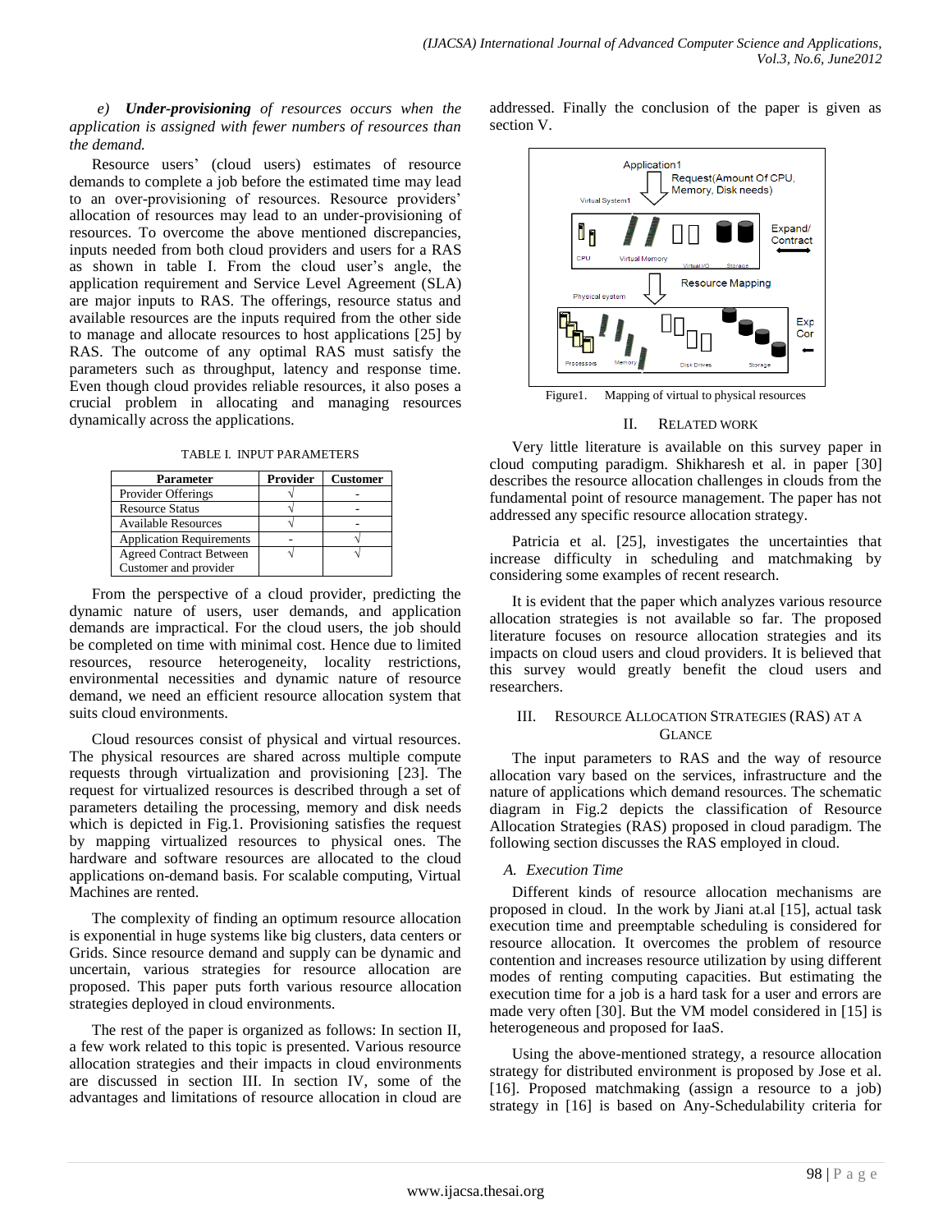*e) **Under-provisioning** of resources occurs when the application is assigned with fewer numbers of resources than the demand.*

Resource users' (cloud users) estimates of resource demands to complete a job before the estimated time may lead to an over-provisioning of resources. Resource providers' allocation of resources may lead to an under-provisioning of resources. To overcome the above mentioned discrepancies, inputs needed from both cloud providers and users for a RAS as shown in table I. From the cloud user's angle, the application requirement and Service Level Agreement (SLA) are major inputs to RAS. The offerings, resource status and available resources are the inputs required from the other side to manage and allocate resources to host applications [25] by RAS. The outcome of any optimal RAS must satisfy the parameters such as throughput, latency and response time. Even though cloud provides reliable resources, it also poses a crucial problem in allocating and managing resources dynamically across the applications.

TABLE I. INPUT PARAMETERS

| Parameter | Provider | Customer |
|---|---|---|
| Provider Offerings | √ | - |
| Resource Status | √ | - |
| Available Resources | √ | - |
| Application Requirements | - | √ |
| Agreed Contract Between Customer and provider | √ | √ |

From the perspective of a cloud provider, predicting the dynamic nature of users, user demands, and application demands are impractical. For the cloud users, the job should be completed on time with minimal cost. Hence due to limited resources, resource heterogeneity, locality restrictions, environmental necessities and dynamic nature of resource demand, we need an efficient resource allocation system that suits cloud environments.

Cloud resources consist of physical and virtual resources. The physical resources are shared across multiple compute requests through virtualization and provisioning [23]. The request for virtualized resources is described through a set of parameters detailing the processing, memory and disk needs which is depicted in Fig.1. Provisioning satisfies the request by mapping virtualized resources to physical ones. The hardware and software resources are allocated to the cloud applications on-demand basis. For scalable computing, Virtual Machines are rented.

The complexity of finding an optimum resource allocation is exponential in huge systems like big clusters, data centers or Grids. Since resource demand and supply can be dynamic and uncertain, various strategies for resource allocation are proposed. This paper puts forth various resource allocation strategies deployed in cloud environments.

The rest of the paper is organized as follows: In section II, a few work related to this topic is presented. Various resource allocation strategies and their impacts in cloud environments are discussed in section III. In section IV, some of the advantages and limitations of resource allocation in cloud are addressed. Finally the conclusion of the paper is given as section V.

Figure1. Mapping of virtual to physical resources

## II. RELATED WORK

Very little literature is available on this survey paper in cloud computing paradigm. Shikharesh et al. in paper [30] describes the resource allocation challenges in clouds from the fundamental point of resource management. The paper has not addressed any specific resource allocation strategy.

Patricia et al. [25], investigates the uncertainties that increase difficulty in scheduling and matchmaking by considering some examples of recent research.

It is evident that the paper which analyzes various resource allocation strategies is not available so far. The proposed literature focuses on resource allocation strategies and its impacts on cloud users and cloud providers. It is believed that this survey would greatly benefit the cloud users and researchers.

## III. RESOURCE ALLOCATION STRATEGIES (RAS) AT A GLANCE

The input parameters to RAS and the way of resource allocation vary based on the services, infrastructure and the nature of applications which demand resources. The schematic diagram in Fig.2 depicts the classification of Resource Allocation Strategies (RAS) proposed in cloud paradigm. The following section discusses the RAS employed in cloud.

### *A. Execution Time*

Different kinds of resource allocation mechanisms are proposed in cloud. In the work by Jiani at.al [15], actual task execution time and preemptable scheduling is considered for resource allocation. It overcomes the problem of resource contention and increases resource utilization by using different modes of renting computing capacities. But estimating the execution time for a job is a hard task for a user and errors are made very often [30]. But the VM model considered in [15] is heterogeneous and proposed for IaaS.

Using the above-mentioned strategy, a resource allocation strategy for distributed environment is proposed by Jose et al. [16]. Proposed matchmaking (assign a resource to a job) strategy in [16] is based on Any-Schedulability criteria for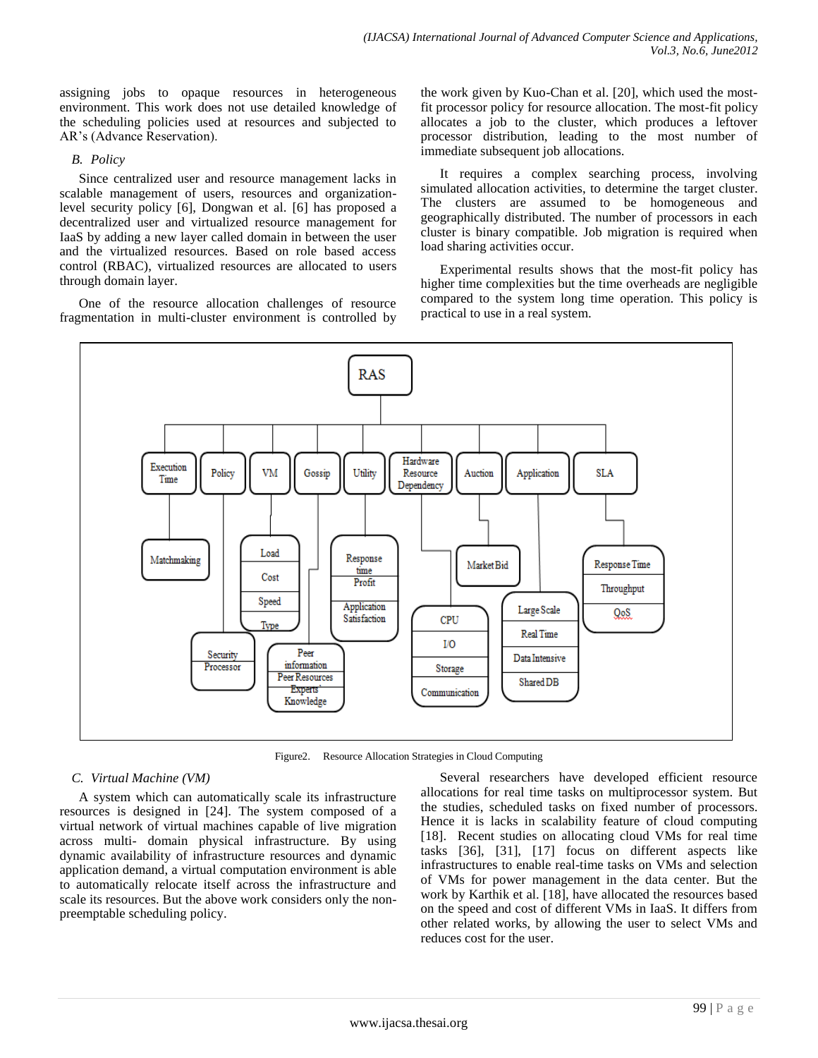assigning jobs to opaque resources in heterogeneous environment. This work does not use detailed knowledge of the scheduling policies used at resources and subjected to AR's (Advance Reservation).

### B. Policy

Since centralized user and resource management lacks in scalable management of users, resources and organization-level security policy [6], Dongwan et al. [6] has proposed a decentralized user and virtualized resource management for IaaS by adding a new layer called domain in between the user and the virtualized resources. Based on role based access control (RBAC), virtualized resources are allocated to users through domain layer.

One of the resource allocation challenges of resource fragmentation in multi-cluster environment is controlled by the work given by Kuo-Chan et al. [20], which used the most-fit processor policy for resource allocation. The most-fit policy allocates a job to the cluster, which produces a leftover processor distribution, leading to the most number of immediate subsequent job allocations.

It requires a complex searching process, involving simulated allocation activities, to determine the target cluster. The clusters are assumed to be homogeneous and geographically distributed. The number of processors in each cluster is binary compatible. Job migration is required when load sharing activities occur.

Experimental results shows that the most-fit policy has higher time complexities but the time overheads are negligible compared to the system long time operation. This policy is practical to use in a real system.

Figure2. Resource Allocation Strategies in Cloud Computing

### C. Virtual Machine (VM)

A system which can automatically scale its infrastructure resources is designed in [24]. The system composed of a virtual network of virtual machines capable of live migration across multi- domain physical infrastructure. By using dynamic availability of infrastructure resources and dynamic application demand, a virtual computation environment is able to automatically relocate itself across the infrastructure and scale its resources. But the above work considers only the non-preemptable scheduling policy.

Several researchers have developed efficient resource allocations for real time tasks on multiprocessor system. But the studies, scheduled tasks on fixed number of processors. Hence it is lacks in scalability feature of cloud computing [18]. Recent studies on allocating cloud VMs for real time tasks [36], [31], [17] focus on different aspects like infrastructures to enable real-time tasks on VMs and selection of VMs for power management in the data center. But the work by Karthik et al. [18], have allocated the resources based on the speed and cost of different VMs in IaaS. It differs from other related works, by allowing the user to select VMs and reduces cost for the user.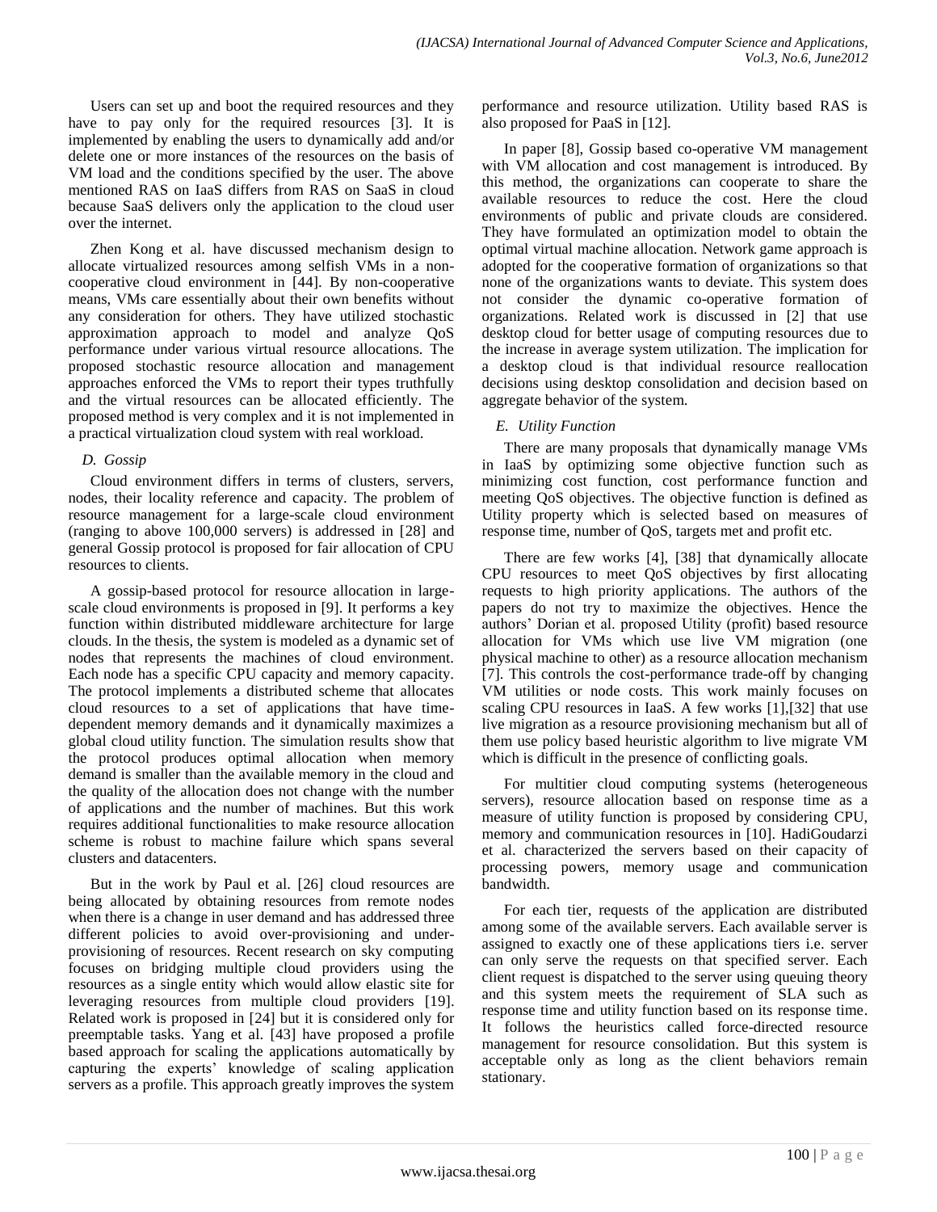Users can set up and boot the required resources and they have to pay only for the required resources [3]. It is implemented by enabling the users to dynamically add and/or delete one or more instances of the resources on the basis of VM load and the conditions specified by the user. The above mentioned RAS on IaaS differs from RAS on SaaS in cloud because SaaS delivers only the application to the cloud user over the internet.

Zhen Kong et al. have discussed mechanism design to allocate virtualized resources among selfish VMs in a non-cooperative cloud environment in [44]. By non-cooperative means, VMs care essentially about their own benefits without any consideration for others. They have utilized stochastic approximation approach to model and analyze QoS performance under various virtual resource allocations. The proposed stochastic resource allocation and management approaches enforced the VMs to report their types truthfully and the virtual resources can be allocated efficiently. The proposed method is very complex and it is not implemented in a practical virtualization cloud system with real workload.

### *D. Gossip*

Cloud environment differs in terms of clusters, servers, nodes, their locality reference and capacity. The problem of resource management for a large-scale cloud environment (ranging to above 100,000 servers) is addressed in [28] and general Gossip protocol is proposed for fair allocation of CPU resources to clients.

A gossip-based protocol for resource allocation in large-scale cloud environments is proposed in [9]. It performs a key function within distributed middleware architecture for large clouds. In the thesis, the system is modeled as a dynamic set of nodes that represents the machines of cloud environment. Each node has a specific CPU capacity and memory capacity. The protocol implements a distributed scheme that allocates cloud resources to a set of applications that have time-dependent memory demands and it dynamically maximizes a global cloud utility function. The simulation results show that the protocol produces optimal allocation when memory demand is smaller than the available memory in the cloud and the quality of the allocation does not change with the number of applications and the number of machines. But this work requires additional functionalities to make resource allocation scheme is robust to machine failure which spans several clusters and datacenters.

But in the work by Paul et al. [26] cloud resources are being allocated by obtaining resources from remote nodes when there is a change in user demand and has addressed three different policies to avoid over-provisioning and under-provisioning of resources. Recent research on sky computing focuses on bridging multiple cloud providers using the resources as a single entity which would allow elastic site for leveraging resources from multiple cloud providers [19]. Related work is proposed in [24] but it is considered only for preemptable tasks. Yang et al. [43] have proposed a profile based approach for scaling the applications automatically by capturing the experts' knowledge of scaling application servers as a profile. This approach greatly improves the system performance and resource utilization. Utility based RAS is also proposed for PaaS in [12].

In paper [8], Gossip based co-operative VM management with VM allocation and cost management is introduced. By this method, the organizations can cooperate to share the available resources to reduce the cost. Here the cloud environments of public and private clouds are considered. They have formulated an optimization model to obtain the optimal virtual machine allocation. Network game approach is adopted for the cooperative formation of organizations so that none of the organizations wants to deviate. This system does not consider the dynamic co-operative formation of organizations. Related work is discussed in [2] that use desktop cloud for better usage of computing resources due to the increase in average system utilization. The implication for a desktop cloud is that individual resource reallocation decisions using desktop consolidation and decision based on aggregate behavior of the system.

### *E. Utility Function*

There are many proposals that dynamically manage VMs in IaaS by optimizing some objective function such as minimizing cost function, cost performance function and meeting QoS objectives. The objective function is defined as Utility property which is selected based on measures of response time, number of QoS, targets met and profit etc.

There are few works [4], [38] that dynamically allocate CPU resources to meet QoS objectives by first allocating requests to high priority applications. The authors of the papers do not try to maximize the objectives. Hence the authors' Dorian et al. proposed Utility (profit) based resource allocation for VMs which use live VM migration (one physical machine to other) as a resource allocation mechanism [7]. This controls the cost-performance trade-off by changing VM utilities or node costs. This work mainly focuses on scaling CPU resources in IaaS. A few works [1],[32] that use live migration as a resource provisioning mechanism but all of them use policy based heuristic algorithm to live migrate VM which is difficult in the presence of conflicting goals.

For multitier cloud computing systems (heterogeneous servers), resource allocation based on response time as a measure of utility function is proposed by considering CPU, memory and communication resources in [10]. HadiGoudarzi et al. characterized the servers based on their capacity of processing powers, memory usage and communication bandwidth.

For each tier, requests of the application are distributed among some of the available servers. Each available server is assigned to exactly one of these applications tiers i.e. server can only serve the requests on that specified server. Each client request is dispatched to the server using queuing theory and this system meets the requirement of SLA such as response time and utility function based on its response time. It follows the heuristics called force-directed resource management for resource consolidation. But this system is acceptable only as long as the client behaviors remain stationary.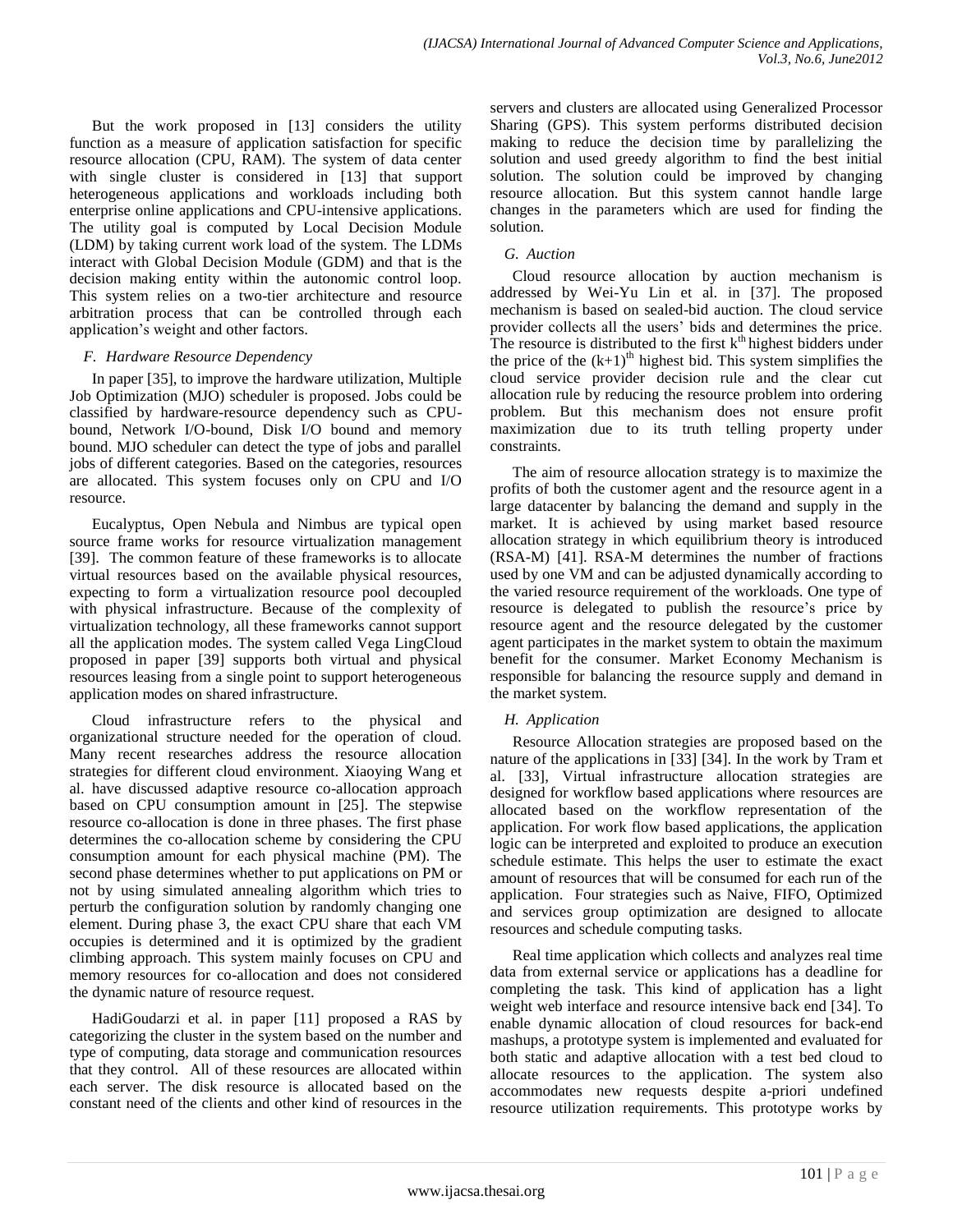But the work proposed in [13] considers the utility function as a measure of application satisfaction for specific resource allocation (CPU, RAM). The system of data center with single cluster is considered in [13] that support heterogeneous applications and workloads including both enterprise online applications and CPU-intensive applications. The utility goal is computed by Local Decision Module (LDM) by taking current work load of the system. The LDMs interact with Global Decision Module (GDM) and that is the decision making entity within the autonomic control loop. This system relies on a two-tier architecture and resource arbitration process that can be controlled through each application's weight and other factors.

### *F. Hardware Resource Dependency*

In paper [35], to improve the hardware utilization, Multiple Job Optimization (MJO) scheduler is proposed. Jobs could be classified by hardware-resource dependency such as CPU-bound, Network I/O-bound, Disk I/O bound and memory bound. MJO scheduler can detect the type of jobs and parallel jobs of different categories. Based on the categories, resources are allocated. This system focuses only on CPU and I/O resource.

Eucalyptus, Open Nebula and Nimbus are typical open source frame works for resource virtualization management [39]. The common feature of these frameworks is to allocate virtual resources based on the available physical resources, expecting to form a virtualization resource pool decoupled with physical infrastructure. Because of the complexity of virtualization technology, all these frameworks cannot support all the application modes. The system called Vega LingCloud proposed in paper [39] supports both virtual and physical resources leasing from a single point to support heterogeneous application modes on shared infrastructure.

Cloud infrastructure refers to the physical and organizational structure needed for the operation of cloud. Many recent researches address the resource allocation strategies for different cloud environment. Xiaoying Wang et al. have discussed adaptive resource co-allocation approach based on CPU consumption amount in [25]. The stepwise resource co-allocation is done in three phases. The first phase determines the co-allocation scheme by considering the CPU consumption amount for each physical machine (PM). The second phase determines whether to put applications on PM or not by using simulated annealing algorithm which tries to perturb the configuration solution by randomly changing one element. During phase 3, the exact CPU share that each VM occupies is determined and it is optimized by the gradient climbing approach. This system mainly focuses on CPU and memory resources for co-allocation and does not considered the dynamic nature of resource request.

HadiGoudarzi et al. in paper [11] proposed a RAS by categorizing the cluster in the system based on the number and type of computing, data storage and communication resources that they control. All of these resources are allocated within each server. The disk resource is allocated based on the constant need of the clients and other kind of resources in the servers and clusters are allocated using Generalized Processor Sharing (GPS). This system performs distributed decision making to reduce the decision time by parallelizing the solution and used greedy algorithm to find the best initial solution. The solution could be improved by changing resource allocation. But this system cannot handle large changes in the parameters which are used for finding the solution.

### *G. Auction*

Cloud resource allocation by auction mechanism is addressed by Wei-Yu Lin et al. in [37]. The proposed mechanism is based on sealed-bid auction. The cloud service provider collects all the users' bids and determines the price. The resource is distributed to the first $k^{th}$ highest bidders under the price of the $(k+1)^{th}$ highest bid. This system simplifies the cloud service provider decision rule and the clear cut allocation rule by reducing the resource problem into ordering problem. But this mechanism does not ensure profit maximization due to its truth telling property under constraints.

The aim of resource allocation strategy is to maximize the profits of both the customer agent and the resource agent in a large datacenter by balancing the demand and supply in the market. It is achieved by using market based resource allocation strategy in which equilibrium theory is introduced (RSA-M) [41]. RSA-M determines the number of fractions used by one VM and can be adjusted dynamically according to the varied resource requirement of the workloads. One type of resource is delegated to publish the resource's price by resource agent and the resource delegated by the customer agent participates in the market system to obtain the maximum benefit for the consumer. Market Economy Mechanism is responsible for balancing the resource supply and demand in the market system.

### *H. Application*

Resource Allocation strategies are proposed based on the nature of the applications in [33] [34]. In the work by Tram et al. [33], Virtual infrastructure allocation strategies are designed for workflow based applications where resources are allocated based on the workflow representation of the application. For work flow based applications, the application logic can be interpreted and exploited to produce an execution schedule estimate. This helps the user to estimate the exact amount of resources that will be consumed for each run of the application. Four strategies such as Naive, FIFO, Optimized and services group optimization are designed to allocate resources and schedule computing tasks.

Real time application which collects and analyzes real time data from external service or applications has a deadline for completing the task. This kind of application has a light weight web interface and resource intensive back end [34]. To enable dynamic allocation of cloud resources for back-end mashups, a prototype system is implemented and evaluated for both static and adaptive allocation with a test bed cloud to allocate resources to the application. The system also accommodates new requests despite a-priori undefined resource utilization requirements. This prototype works by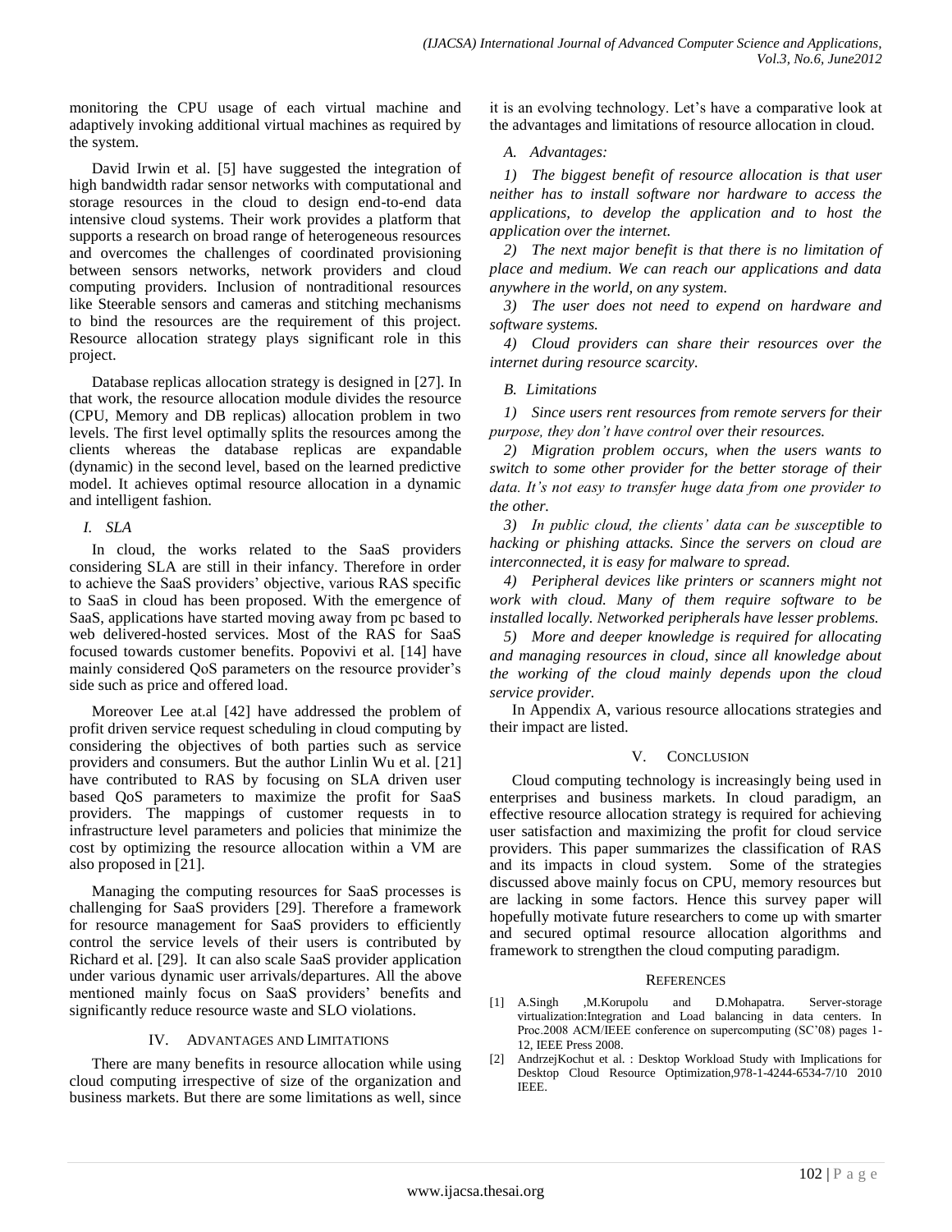monitoring the CPU usage of each virtual machine and adaptively invoking additional virtual machines as required by the system.

David Irwin et al. [5] have suggested the integration of high bandwidth radar sensor networks with computational and storage resources in the cloud to design end-to-end data intensive cloud systems. Their work provides a platform that supports a research on broad range of heterogeneous resources and overcomes the challenges of coordinated provisioning between sensors networks, network providers and cloud computing providers. Inclusion of nontraditional resources like Steerable sensors and cameras and stitching mechanisms to bind the resources are the requirement of this project. Resource allocation strategy plays significant role in this project.

Database replicas allocation strategy is designed in [27]. In that work, the resource allocation module divides the resource (CPU, Memory and DB replicas) allocation problem in two levels. The first level optimally splits the resources among the clients whereas the database replicas are expandable (dynamic) in the second level, based on the learned predictive model. It achieves optimal resource allocation in a dynamic and intelligent fashion.

### *I. SLA*

In cloud, the works related to the SaaS providers considering SLA are still in their infancy. Therefore in order to achieve the SaaS providers' objective, various RAS specific to SaaS in cloud has been proposed. With the emergence of SaaS, applications have started moving away from pc based to web delivered-hosted services. Most of the RAS for SaaS focused towards customer benefits. Popovivi et al. [14] have mainly considered QoS parameters on the resource provider's side such as price and offered load.

Moreover Lee at.al [42] have addressed the problem of profit driven service request scheduling in cloud computing by considering the objectives of both parties such as service providers and consumers. But the author Linlin Wu et al. [21] have contributed to RAS by focusing on SLA driven user based QoS parameters to maximize the profit for SaaS providers. The mappings of customer requests in to infrastructure level parameters and policies that minimize the cost by optimizing the resource allocation within a VM are also proposed in [21].

Managing the computing resources for SaaS processes is challenging for SaaS providers [29]. Therefore a framework for resource management for SaaS providers to efficiently control the service levels of their users is contributed by Richard et al. [29]. It can also scale SaaS provider application under various dynamic user arrivals/departures. All the above mentioned mainly focus on SaaS providers' benefits and significantly reduce resource waste and SLO violations.

## IV. Advantages and Limitations

There are many benefits in resource allocation while using cloud computing irrespective of size of the organization and business markets. But there are some limitations as well, since it is an evolving technology. Let's have a comparative look at the advantages and limitations of resource allocation in cloud.

### *A. Advantages:*

*1) The biggest benefit of resource allocation is that user neither has to install software nor hardware to access the applications, to develop the application and to host the application over the internet.*

*2) The next major benefit is that there is no limitation of place and medium. We can reach our applications and data anywhere in the world, on any system.*

*3) The user does not need to expend on hardware and software systems.*

*4) Cloud providers can share their resources over the internet during resource scarcity.*

### *B. Limitations*

*1) Since users rent resources from remote servers for their purpose, they don't have control over their resources.*

*2) Migration problem occurs, when the users wants to switch to some other provider for the better storage of their data. It's not easy to transfer huge data from one provider to the other.*

*3) In public cloud, the clients' data can be susceptible to hacking or phishing attacks. Since the servers on cloud are interconnected, it is easy for malware to spread.*

*4) Peripheral devices like printers or scanners might not work with cloud. Many of them require software to be installed locally. Networked peripherals have lesser problems.*

*5) More and deeper knowledge is required for allocating and managing resources in cloud, since all knowledge about the working of the cloud mainly depends upon the cloud service provider.*

In Appendix A, various resource allocations strategies and their impact are listed.

## V. Conclusion

Cloud computing technology is increasingly being used in enterprises and business markets. In cloud paradigm, an effective resource allocation strategy is required for achieving user satisfaction and maximizing the profit for cloud service providers. This paper summarizes the classification of RAS and its impacts in cloud system. Some of the strategies discussed above mainly focus on CPU, memory resources but are lacking in some factors. Hence this survey paper will hopefully motivate future researchers to come up with smarter and secured optimal resource allocation algorithms and framework to strengthen the cloud computing paradigm.

## References

[1] A.Singh ,M.Korupolu and D.Mohapatra. Server-storage virtualization:Integration and Load balancing in data centers. In Proc.2008 ACM/IEEE conference on supercomputing (SC'08) pages 1-12, IEEE Press 2008.

[2] AndrzejKochut et al. : Desktop Workload Study with Implications for Desktop Cloud Resource Optimization,978-1-4244-6534-7/10 2010 IEEE.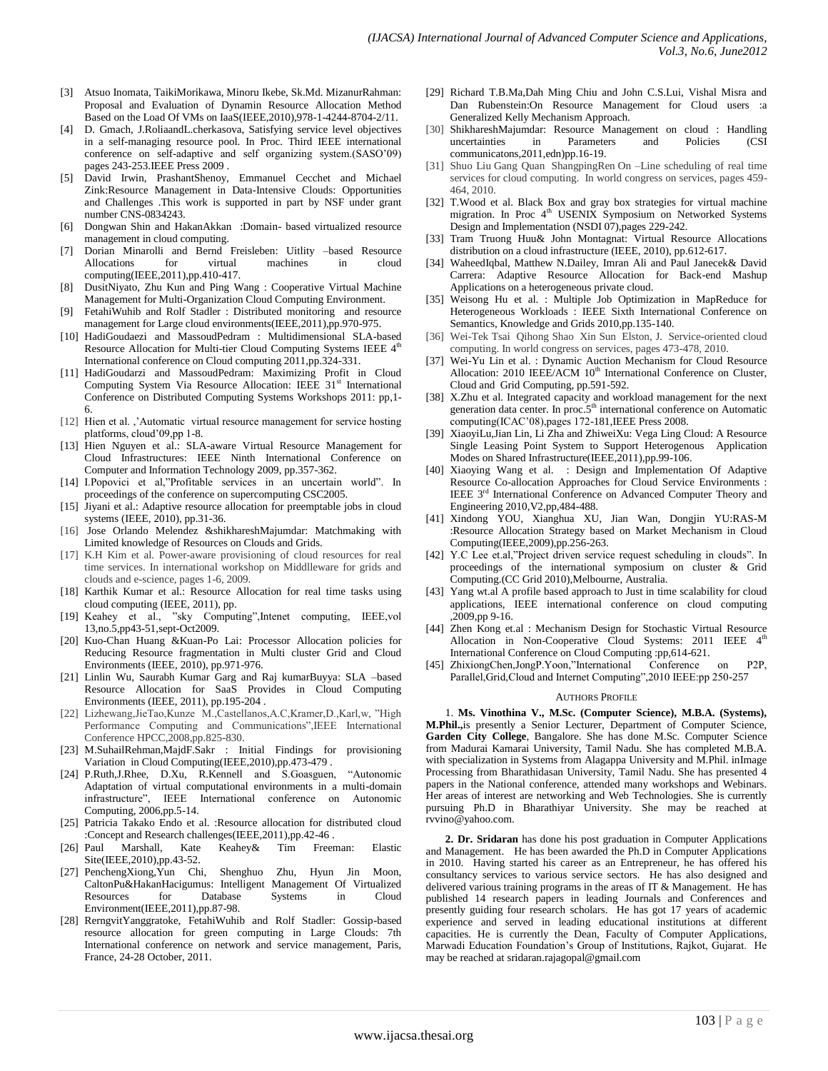[3] Atsuo Inomata, TaikiMorikawa, Minoru Ikebe, Sk.Md. MizanurRahman: Proposal and Evaluation of Dynamin Resource Allocation Method Based on the Load Of VMs on IaaS(IEEE,2010),978-1-4244-8704-2/11.

[4] D. Gmach, J.RoliaandL.cherkasova, Satisfying service level objectives in a self-managing resource pool. In Proc. Third IEEE international conference on self-adaptive and self organizing system.(SASO'09) pages 243-253.IEEE Press 2009 .

[5] David Irwin, PrashantShenoy, Emmanuel Cecchet and Michael Zink:Resource Management in Data-Intensive Clouds: Opportunities and Challenges .This work is supported in part by NSF under grant number CNS-0834243.

[6] Dongwan Shin and HakanAkkan :Domain- based virtualized resource management in cloud computing.

[7] Dorian Minarolli and Bernd Freisleben: Uitlity –based Resource Allocations for virtual machines in cloud computing(IEEE,2011),pp.410-417.

[8] DusitNiyato, Zhu Kun and Ping Wang : Cooperative Virtual Machine Management for Multi-Organization Cloud Computing Environment.

[9] FetahiWuhib and Rolf Stadler : Distributed monitoring and resource management for Large cloud environments(IEEE,2011),pp.970-975.

[10] HadiGoudaezi and MassoudPedram : Multidimensional SLA-based Resource Allocation for Multi-tier Cloud Computing Systems IEEE 4th International conference on Cloud computing 2011,pp.324-331.

[11] HadiGoudarzi and MassoudPedram: Maximizing Profit in Cloud Computing System Via Resource Allocation: IEEE 31st International Conference on Distributed Computing Systems Workshops 2011: pp,1-6.

[12] Hien et al. ,'Automatic virtual resource management for service hosting platforms, cloud'09,pp 1-8.

[13] Hien Nguyen et al.: SLA-aware Virtual Resource Management for Cloud Infrastructures: IEEE Ninth International Conference on Computer and Information Technology 2009, pp.357-362.

[14] I.Popovici et al,"Profitable services in an uncertain world". In proceedings of the conference on supercomputing CSC2005.

[15] Jiyani et al.: Adaptive resource allocation for preemptable jobs in cloud systems (IEEE, 2010), pp.31-36.

[16] Jose Orlando Melendez &shikhareshMajumdar: Matchmaking with Limited knowledge of Resources on Clouds and Grids.

[17] K.H Kim et al. Power-aware provisioning of cloud resources for real time services. In international workshop on Middlleware for grids and clouds and e-science, pages 1-6, 2009.

[18] Karthik Kumar et al.: Resource Allocation for real time tasks using cloud computing (IEEE, 2011), pp.

[19] Keahey et al., "sky Computing",Intenet computing, IEEE,vol 13,no.5,pp43-51,sept-Oct2009.

[20] Kuo-Chan Huang &Kuan-Po Lai: Processor Allocation policies for Reducing Resource fragmentation in Multi cluster Grid and Cloud Environments (IEEE, 2010), pp.971-976.

[21] Linlin Wu, Saurabh Kumar Garg and Raj kumarBuyya: SLA –based Resource Allocation for SaaS Provides in Cloud Computing Environments (IEEE, 2011), pp.195-204 .

[22] Lizhewang,JieTao,Kunze M.,Castellanos,A.C,Kramer,D.,Karl,w, "High Performance Computing and Communications",IEEE International Conference HPCC,2008,pp.825-830.

[23] M.SuhailRehman,MajdF.Sakr : Initial Findings for provisioning Variation in Cloud Computing(IEEE,2010),pp.473-479 .

[24] P.Ruth,J.Rhee, D.Xu, R.Kennell and S.Goasguen, "Autonomic Adaptation of virtual computational environments in a multi-domain infrastructure", IEEE International conference on Autonomic Computing, 2006,pp.5-14.

[25] Patricia Takako Endo et al. :Resource allocation for distributed cloud :Concept and Research challenges(IEEE,2011),pp.42-46 .

[26] Paul Marshall, Kate Keahey& Tim Freeman: Elastic Site(IEEE,2010),pp.43-52.

[27] PenchengXiong,Yun Chi, Shenghuo Zhu, Hyun Jin Moon, CaltonPu&HakanHacigumus: Intelligent Management Of Virtualized Resources for Database Systems in Cloud Environment(IEEE,2011),pp.87-98.

[28] RerngvitYanggratoke, FetahiWuhib and Rolf Stadler: Gossip-based resource allocation for green computing in Large Clouds: 7th International conference on network and service management, Paris, France, 24-28 October, 2011.

[29] Richard T.B.Ma,Dah Ming Chiu and John C.S.Lui, Vishal Misra and Dan Rubenstein:On Resource Management for Cloud users :a Generalized Kelly Mechanism Approach.

[30] ShikhareshMajumdar: Resource Management on cloud : Handling uncertainties in Parameters and Policies (CSI communicatons,2011,edn)pp.16-19.

[31] Shuo Liu Gang Quan ShangpingRen On –Line scheduling of real time services for cloud computing. In world congress on services, pages 459-464, 2010.

[32] T.Wood et al. Black Box and gray box strategies for virtual machine migration. In Proc 4th USENIX Symposium on Networked Systems Design and Implementation (NSDI 07),pages 229-242.

[33] Tram Truong Huu& John Montagnat: Virtual Resource Allocations distribution on a cloud infrastructure (IEEE, 2010), pp.612-617.

[34] WaheedIqbal, Matthew N.Dailey, Imran Ali and Paul Janecek& David Carrera: Adaptive Resource Allocation for Back-end Mashup Applications on a heterogeneous private cloud.

[35] Weisong Hu et al. : Multiple Job Optimization in MapReduce for Heterogeneous Workloads : IEEE Sixth International Conference on Semantics, Knowledge and Grids 2010,pp.135-140.

[36] Wei-Tek Tsai Qihong Shao Xin Sun Elston, J. Service-oriented cloud computing. In world congress on services, pages 473-478, 2010.

[37] Wei-Yu Lin et al. : Dynamic Auction Mechanism for Cloud Resource Allocation: 2010 IEEE/ACM 10th International Conference on Cluster, Cloud and Grid Computing, pp.591-592.

[38] X.Zhu et al. Integrated capacity and workload management for the next generation data center. In proc.5th international conference on Automatic computing(ICAC'08),pages 172-181,IEEE Press 2008.

[39] XiaoyiLu,Jian Lin, Li Zha and ZhiweiXu: Vega Ling Cloud: A Resource Single Leasing Point System to Support Heterogenous Application Modes on Shared Infrastructure(IEEE,2011),pp.99-106.

[40] Xiaoying Wang et al. : Design and Implementation Of Adaptive Resource Co-allocation Approaches for Cloud Service Environments : IEEE 3rd International Conference on Advanced Computer Theory and Engineering 2010,V2,pp,484-488.

[41] Xindong YOU, Xianghua XU, Jian Wan, Dongjin YU:RAS-M :Resource Allocation Strategy based on Market Mechanism in Cloud Computing(IEEE,2009),pp.256-263.

[42] Y.C Lee et.al,"Project driven service request scheduling in clouds". In proceedings of the international symposium on cluster & Grid Computing.(CC Grid 2010),Melbourne, Australia.

[43] Yang wt.al A profile based approach to Just in time scalability for cloud applications, IEEE international conference on cloud computing ,2009,pp 9-16.

[44] Zhen Kong et.al : Mechanism Design for Stochastic Virtual Resource Allocation in Non-Cooperative Cloud Systems: 2011 IEEE 4th International Conference on Cloud Computing :pp,614-621.

[45] ZhixiongChen,JongP.Yoon,"International Conference on P2P, Parallel,Grid,Cloud and Internet Computing",2010 IEEE:pp 250-257

## AUTHORS PROFILE

1. **Ms. Vinothina V., M.Sc. (Computer Science), M.B.A. (Systems), M.Phil.,**is presently a Senior Lecturer, Department of Computer Science, **Garden City College**, Bangalore. She has done M.Sc. Computer Science from Madurai Kamarai University, Tamil Nadu. She has completed M.B.A. with specialization in Systems from Alagappa University and M.Phil. inImage Processing from Bharathidasan University, Tamil Nadu. She has presented 4 papers in the National conference, attended many workshops and Webinars. Her areas of interest are networking and Web Technologies. She is currently pursuing Ph.D in Bharathiyar University. She may be reached at rvvino@yahoo.com.

2. **Dr. Sridaran** has done his post graduation in Computer Applications and Management. He has been awarded the Ph.D in Computer Applications in 2010. Having started his career as an Entrepreneur, he has offered his consultancy services to various service sectors. He has also designed and delivered various training programs in the areas of IT & Management. He has published 14 research papers in leading Journals and Conferences and presently guiding four research scholars. He has got 17 years of academic experience and served in leading educational institutions at different capacities. He is currently the Dean, Faculty of Computer Applications, Marwadi Education Foundation's Group of Institutions, Rajkot, Gujarat. He may be reached at sridaran.rajagopal@gmail.com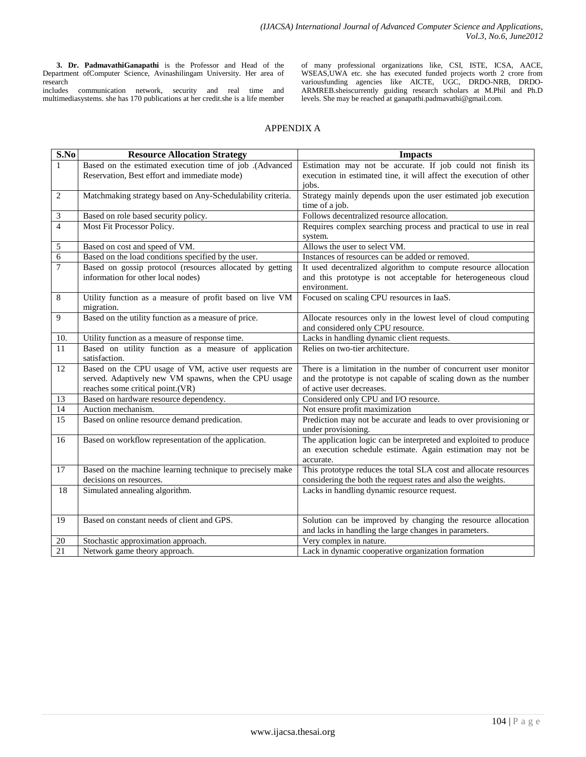**3. Dr. PadmavathiGanapathi** is the Professor and Head of the Department ofComputer Science, Avinashilingam University. Her area of research includes communication network, security and real time and multimediasystems. she has 170 publications at her credit.she is a life member of many professional organizations like, CSI, ISTE, ICSA, AACE, WSEAS,UWA etc. she has executed funded projects worth 2 crore from variousfunding agencies like AICTE, UGC, DRDO-NRB, DRDO-ARMREB.sheiscurrently guiding research scholars at M.Phil and Ph.D levels. She may be reached at ganapathi.padmavathi@gmail.com.

## APPENDIX A

| S.No | Resource Allocation Strategy | Impacts |
|---|---|---|
| 1 | Based on the estimated execution time of job .(Advanced Reservation, Best effort and immediate mode) | Estimation may not be accurate. If job could not finish its execution in estimated tine, it will affect the execution of other jobs. |
| 2 | Matchmaking strategy based on Any-Schedulability criteria. | Strategy mainly depends upon the user estimated job execution time of a job. |
| 3 | Based on role based security policy. | Follows decentralized resource allocation. |
| 4 | Most Fit Processor Policy. | Requires complex searching process and practical to use in real system. |
| 5 | Based on cost and speed of VM. | Allows the user to select VM. |
| 6 | Based on the load conditions specified by the user. | Instances of resources can be added or removed. |
| 7 | Based on gossip protocol (resources allocated by getting information for other local nodes) | It used decentralized algorithm to compute resource allocation and this prototype is not acceptable for heterogeneous cloud environment. |
| 8 | Utility function as a measure of profit based on live VM migration. | Focused on scaling CPU resources in IaaS. |
| 9 | Based on the utility function as a measure of price. | Allocate resources only in the lowest level of cloud computing and considered only CPU resource. |
| 10. | Utility function as a measure of response time. | Lacks in handling dynamic client requests. |
| 11 | Based on utility function as a measure of application satisfaction. | Relies on two-tier architecture. |
| 12 | Based on the CPU usage of VM, active user requests are served. Adaptively new VM spawns, when the CPU usage reaches some critical point.(VR) | There is a limitation in the number of concurrent user monitor and the prototype is not capable of scaling down as the number of active user decreases. |
| 13 | Based on hardware resource dependency. | Considered only CPU and I/O resource. |
| 14 | Auction mechanism. | Not ensure profit maximization |
| 15 | Based on online resource demand predication. | Prediction may not be accurate and leads to over provisioning or under provisioning. |
| 16 | Based on workflow representation of the application. | The application logic can be interpreted and exploited to produce an execution schedule estimate. Again estimation may not be accurate. |
| 17 | Based on the machine learning technique to precisely make decisions on resources. | This prototype reduces the total SLA cost and allocate resources considering the both the request rates and also the weights. |
| 18 | Simulated annealing algorithm. | Lacks in handling dynamic resource request. |
| 19 | Based on constant needs of client and GPS. | Solution can be improved by changing the resource allocation and lacks in handling the large changes in parameters. |
| 20 | Stochastic approximation approach. | Very complex in nature. |
| 21 | Network game theory approach. | Lack in dynamic cooperative organization formation |